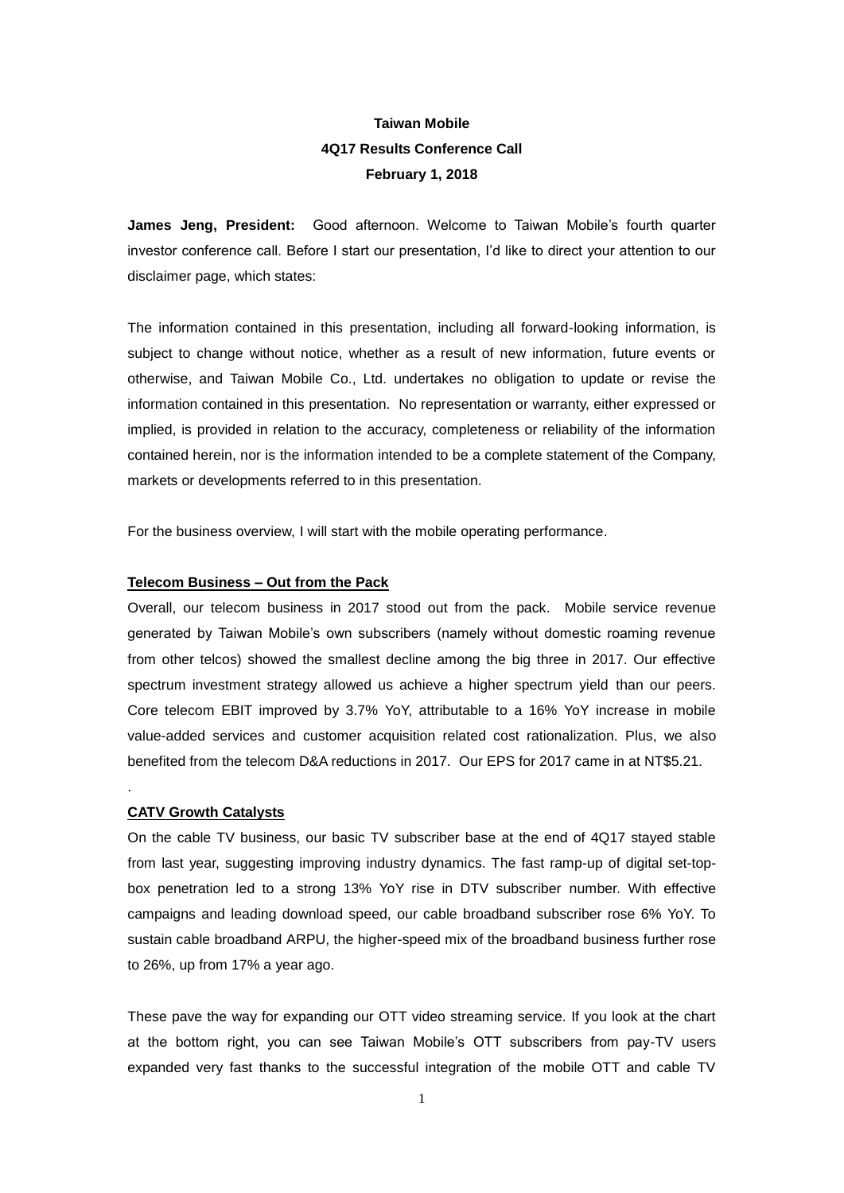**Taiwan Mobile**

**4Q17 Results Conference Call**

**February 1, 2018**

**James Jeng, President:** Good afternoon. Welcome to Taiwan Mobile's fourth quarter investor conference call. Before I start our presentation, I'd like to direct your attention to our disclaimer page, which states:

The information contained in this presentation, including all forward-looking information, is subject to change without notice, whether as a result of new information, future events or otherwise, and Taiwan Mobile Co., Ltd. undertakes no obligation to update or revise the information contained in this presentation. No representation or warranty, either expressed or implied, is provided in relation to the accuracy, completeness or reliability of the information contained herein, nor is the information intended to be a complete statement of the Company, markets or developments referred to in this presentation.

For the business overview, I will start with the mobile operating performance.

**Telecom Business – Out from the Pack**

Overall, our telecom business in 2017 stood out from the pack. Mobile service revenue generated by Taiwan Mobile's own subscribers (namely without domestic roaming revenue from other telcos) showed the smallest decline among the big three in 2017. Our effective spectrum investment strategy allowed us achieve a higher spectrum yield than our peers. Core telecom EBIT improved by 3.7% YoY, attributable to a 16% YoY increase in mobile value-added services and customer acquisition related cost rationalization. Plus, we also benefited from the telecom D&A reductions in 2017. Our EPS for 2017 came in at NT$5.21.

.

**CATV Growth Catalysts**

On the cable TV business, our basic TV subscriber base at the end of 4Q17 stayed stable from last year, suggesting improving industry dynamics. The fast ramp-up of digital set-top-box penetration led to a strong 13% YoY rise in DTV subscriber number. With effective campaigns and leading download speed, our cable broadband subscriber rose 6% YoY. To sustain cable broadband ARPU, the higher-speed mix of the broadband business further rose to 26%, up from 17% a year ago.

These pave the way for expanding our OTT video streaming service. If you look at the chart at the bottom right, you can see Taiwan Mobile's OTT subscribers from pay-TV users expanded very fast thanks to the successful integration of the mobile OTT and cable TV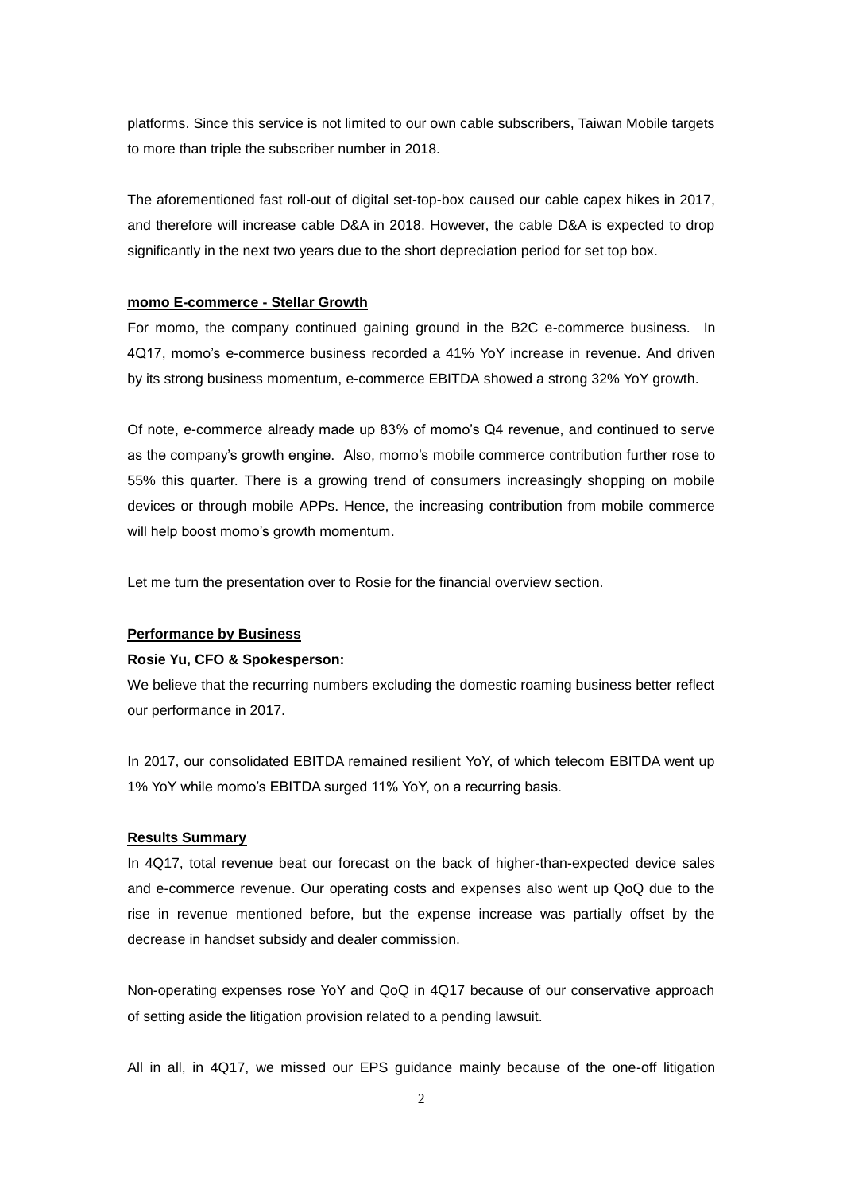platforms. Since this service is not limited to our own cable subscribers, Taiwan Mobile targets to more than triple the subscriber number in 2018.

The aforementioned fast roll-out of digital set-top-box caused our cable capex hikes in 2017, and therefore will increase cable D&A in 2018. However, the cable D&A is expected to drop significantly in the next two years due to the short depreciation period for set top box.

**momo E-commerce - Stellar Growth**

For momo, the company continued gaining ground in the B2C e-commerce business. In 4Q17, momo's e-commerce business recorded a 41% YoY increase in revenue. And driven by its strong business momentum, e-commerce EBITDA showed a strong 32% YoY growth.

Of note, e-commerce already made up 83% of momo's Q4 revenue, and continued to serve as the company's growth engine. Also, momo's mobile commerce contribution further rose to 55% this quarter. There is a growing trend of consumers increasingly shopping on mobile devices or through mobile APPs. Hence, the increasing contribution from mobile commerce will help boost momo's growth momentum.

Let me turn the presentation over to Rosie for the financial overview section.

**Performance by Business**

**Rosie Yu, CFO & Spokesperson:**

We believe that the recurring numbers excluding the domestic roaming business better reflect our performance in 2017.

In 2017, our consolidated EBITDA remained resilient YoY, of which telecom EBITDA went up 1% YoY while momo's EBITDA surged 11% YoY, on a recurring basis.

**Results Summary**

In 4Q17, total revenue beat our forecast on the back of higher-than-expected device sales and e-commerce revenue. Our operating costs and expenses also went up QoQ due to the rise in revenue mentioned before, but the expense increase was partially offset by the decrease in handset subsidy and dealer commission.

Non-operating expenses rose YoY and QoQ in 4Q17 because of our conservative approach of setting aside the litigation provision related to a pending lawsuit.

All in all, in 4Q17, we missed our EPS guidance mainly because of the one-off litigation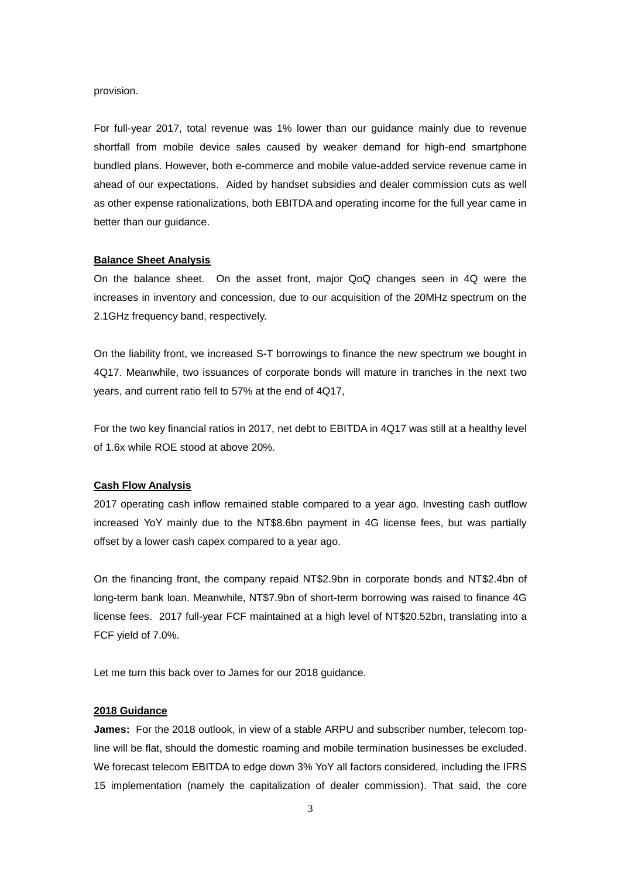provision.

For full-year 2017, total revenue was 1% lower than our guidance mainly due to revenue shortfall from mobile device sales caused by weaker demand for high-end smartphone bundled plans. However, both e-commerce and mobile value-added service revenue came in ahead of our expectations. Aided by handset subsidies and dealer commission cuts as well as other expense rationalizations, both EBITDA and operating income for the full year came in better than our guidance.

**Balance Sheet Analysis**

On the balance sheet. On the asset front, major QoQ changes seen in 4Q were the increases in inventory and concession, due to our acquisition of the 20MHz spectrum on the 2.1GHz frequency band, respectively.

On the liability front, we increased S-T borrowings to finance the new spectrum we bought in 4Q17. Meanwhile, two issuances of corporate bonds will mature in tranches in the next two years, and current ratio fell to 57% at the end of 4Q17,

For the two key financial ratios in 2017, net debt to EBITDA in 4Q17 was still at a healthy level of 1.6x while ROE stood at above 20%.

**Cash Flow Analysis**

2017 operating cash inflow remained stable compared to a year ago. Investing cash outflow increased YoY mainly due to the NT$8.6bn payment in 4G license fees, but was partially offset by a lower cash capex compared to a year ago.

On the financing front, the company repaid NT$2.9bn in corporate bonds and NT$2.4bn of long-term bank loan. Meanwhile, NT$7.9bn of short-term borrowing was raised to finance 4G license fees. 2017 full-year FCF maintained at a high level of NT$20.52bn, translating into a FCF yield of 7.0%.

Let me turn this back over to James for our 2018 guidance.

**2018 Guidance**

**James:** For the 2018 outlook, in view of a stable ARPU and subscriber number, telecom top-line will be flat, should the domestic roaming and mobile termination businesses be excluded. We forecast telecom EBITDA to edge down 3% YoY all factors considered, including the IFRS 15 implementation (namely the capitalization of dealer commission). That said, the core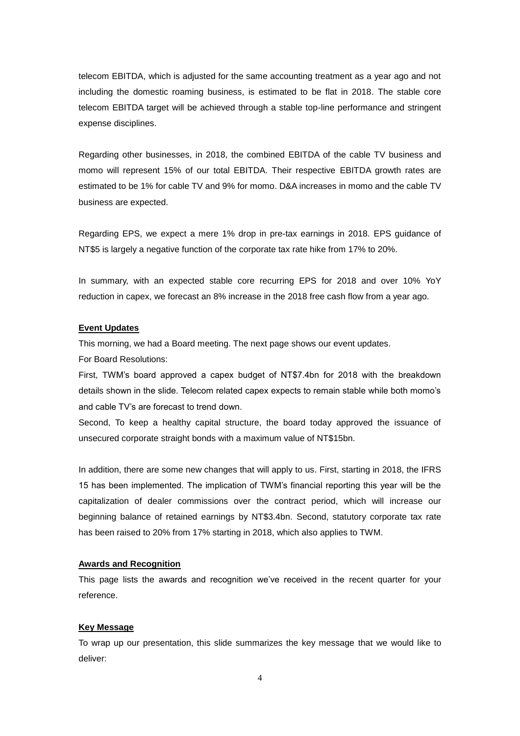telecom EBITDA, which is adjusted for the same accounting treatment as a year ago and not including the domestic roaming business, is estimated to be flat in 2018. The stable core telecom EBITDA target will be achieved through a stable top-line performance and stringent expense disciplines.

Regarding other businesses, in 2018, the combined EBITDA of the cable TV business and momo will represent 15% of our total EBITDA. Their respective EBITDA growth rates are estimated to be 1% for cable TV and 9% for momo. D&A increases in momo and the cable TV business are expected.

Regarding EPS, we expect a mere 1% drop in pre-tax earnings in 2018. EPS guidance of NT$5 is largely a negative function of the corporate tax rate hike from 17% to 20%.

In summary, with an expected stable core recurring EPS for 2018 and over 10% YoY reduction in capex, we forecast an 8% increase in the 2018 free cash flow from a year ago.

**Event Updates**

This morning, we had a Board meeting. The next page shows our event updates.

For Board Resolutions:

First, TWM's board approved a capex budget of NT$7.4bn for 2018 with the breakdown details shown in the slide. Telecom related capex expects to remain stable while both momo's and cable TV's are forecast to trend down.

Second, To keep a healthy capital structure, the board today approved the issuance of unsecured corporate straight bonds with a maximum value of NT$15bn.

In addition, there are some new changes that will apply to us. First, starting in 2018, the IFRS 15 has been implemented. The implication of TWM's financial reporting this year will be the capitalization of dealer commissions over the contract period, which will increase our beginning balance of retained earnings by NT$3.4bn. Second, statutory corporate tax rate has been raised to 20% from 17% starting in 2018, which also applies to TWM.

**Awards and Recognition**

This page lists the awards and recognition we've received in the recent quarter for your reference.

**Key Message**

To wrap up our presentation, this slide summarizes the key message that we would like to deliver: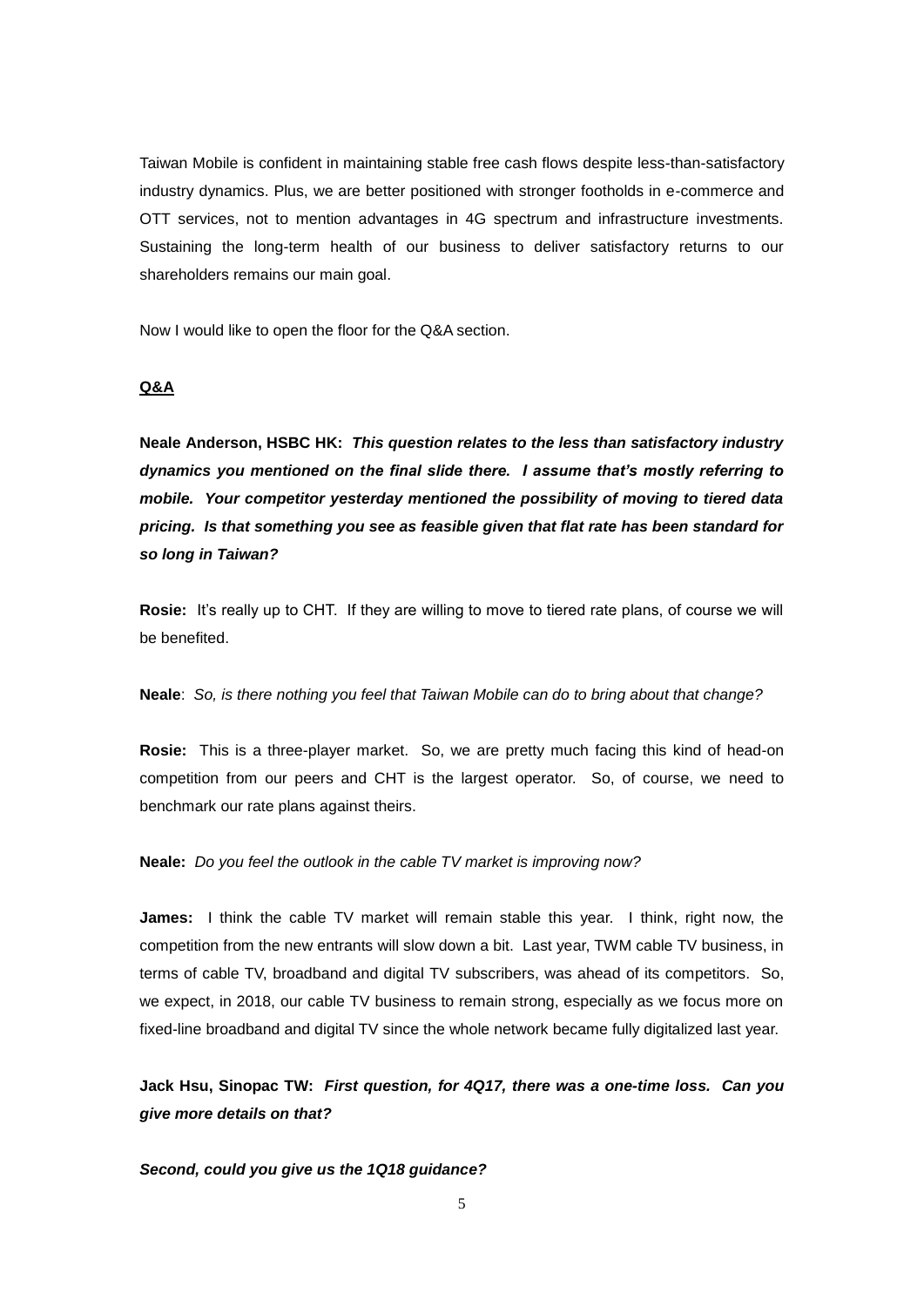Taiwan Mobile is confident in maintaining stable free cash flows despite less-than-satisfactory industry dynamics. Plus, we are better positioned with stronger footholds in e-commerce and OTT services, not to mention advantages in 4G spectrum and infrastructure investments. Sustaining the long-term health of our business to deliver satisfactory returns to our shareholders remains our main goal.

Now I would like to open the floor for the Q&A section.

**Q&A**

**Neale Anderson, HSBC HK:** ***This question relates to the less than satisfactory industry dynamics you mentioned on the final slide there. I assume that's mostly referring to mobile. Your competitor yesterday mentioned the possibility of moving to tiered data pricing. Is that something you see as feasible given that flat rate has been standard for so long in Taiwan?***

**Rosie:** It's really up to CHT. If they are willing to move to tiered rate plans, of course we will be benefited.

**Neale**: *So, is there nothing you feel that Taiwan Mobile can do to bring about that change?*

**Rosie:** This is a three-player market. So, we are pretty much facing this kind of head-on competition from our peers and CHT is the largest operator. So, of course, we need to benchmark our rate plans against theirs.

**Neale:** *Do you feel the outlook in the cable TV market is improving now?*

**James:** I think the cable TV market will remain stable this year. I think, right now, the competition from the new entrants will slow down a bit. Last year, TWM cable TV business, in terms of cable TV, broadband and digital TV subscribers, was ahead of its competitors. So, we expect, in 2018, our cable TV business to remain strong, especially as we focus more on fixed-line broadband and digital TV since the whole network became fully digitalized last year.

**Jack Hsu, Sinopac TW:** ***First question, for 4Q17, there was a one-time loss. Can you give more details on that?***

***Second, could you give us the 1Q18 guidance?***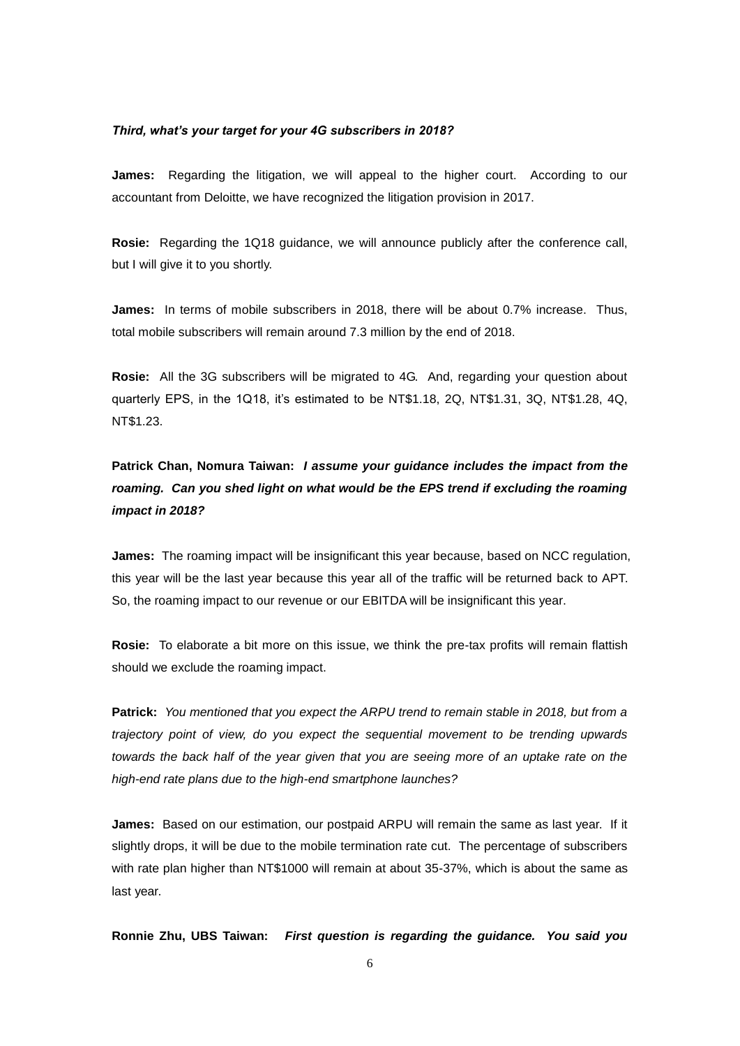***Third, what's your target for your 4G subscribers in 2018?***

**James:** Regarding the litigation, we will appeal to the higher court. According to our accountant from Deloitte, we have recognized the litigation provision in 2017.

**Rosie:** Regarding the 1Q18 guidance, we will announce publicly after the conference call, but I will give it to you shortly.

**James:** In terms of mobile subscribers in 2018, there will be about 0.7% increase. Thus, total mobile subscribers will remain around 7.3 million by the end of 2018.

**Rosie:** All the 3G subscribers will be migrated to 4G. And, regarding your question about quarterly EPS, in the 1Q18, it's estimated to be NT$1.18, 2Q, NT$1.31, 3Q, NT$1.28, 4Q, NT$1.23.

**Patrick Chan, Nomura Taiwan:** ***I assume your guidance includes the impact from the roaming. Can you shed light on what would be the EPS trend if excluding the roaming impact in 2018?***

**James:** The roaming impact will be insignificant this year because, based on NCC regulation, this year will be the last year because this year all of the traffic will be returned back to APT. So, the roaming impact to our revenue or our EBITDA will be insignificant this year.

**Rosie:** To elaborate a bit more on this issue, we think the pre-tax profits will remain flattish should we exclude the roaming impact.

**Patrick:** *You mentioned that you expect the ARPU trend to remain stable in 2018, but from a trajectory point of view, do you expect the sequential movement to be trending upwards towards the back half of the year given that you are seeing more of an uptake rate on the high-end rate plans due to the high-end smartphone launches?*

**James:** Based on our estimation, our postpaid ARPU will remain the same as last year. If it slightly drops, it will be due to the mobile termination rate cut. The percentage of subscribers with rate plan higher than NT$1000 will remain at about 35-37%, which is about the same as last year.

**Ronnie Zhu, UBS Taiwan:** ***First question is regarding the guidance. You said you***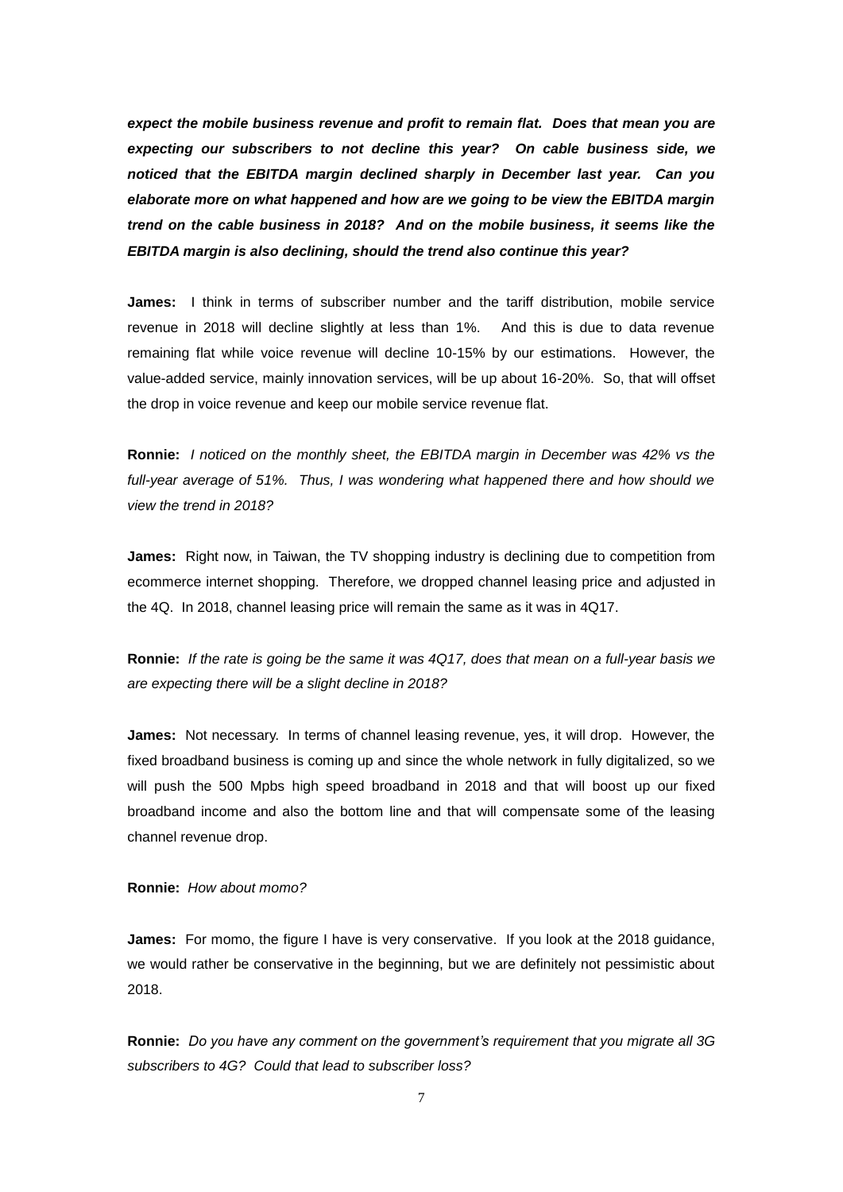***expect the mobile business revenue and profit to remain flat. Does that mean you are expecting our subscribers to not decline this year? On cable business side, we noticed that the EBITDA margin declined sharply in December last year. Can you elaborate more on what happened and how are we going to be view the EBITDA margin trend on the cable business in 2018? And on the mobile business, it seems like the EBITDA margin is also declining, should the trend also continue this year?***

**James:** I think in terms of subscriber number and the tariff distribution, mobile service revenue in 2018 will decline slightly at less than 1%. And this is due to data revenue remaining flat while voice revenue will decline 10-15% by our estimations. However, the value-added service, mainly innovation services, will be up about 16-20%. So, that will offset the drop in voice revenue and keep our mobile service revenue flat.

**Ronnie:** *I noticed on the monthly sheet, the EBITDA margin in December was 42% vs the full-year average of 51%. Thus, I was wondering what happened there and how should we view the trend in 2018?*

**James:** Right now, in Taiwan, the TV shopping industry is declining due to competition from ecommerce internet shopping. Therefore, we dropped channel leasing price and adjusted in the 4Q. In 2018, channel leasing price will remain the same as it was in 4Q17.

**Ronnie:** *If the rate is going be the same it was 4Q17, does that mean on a full-year basis we are expecting there will be a slight decline in 2018?*

**James:** Not necessary. In terms of channel leasing revenue, yes, it will drop. However, the fixed broadband business is coming up and since the whole network in fully digitalized, so we will push the 500 Mpbs high speed broadband in 2018 and that will boost up our fixed broadband income and also the bottom line and that will compensate some of the leasing channel revenue drop.

**Ronnie:** *How about momo?*

**James:** For momo, the figure I have is very conservative. If you look at the 2018 guidance, we would rather be conservative in the beginning, but we are definitely not pessimistic about 2018.

**Ronnie:** *Do you have any comment on the government's requirement that you migrate all 3G subscribers to 4G? Could that lead to subscriber loss?*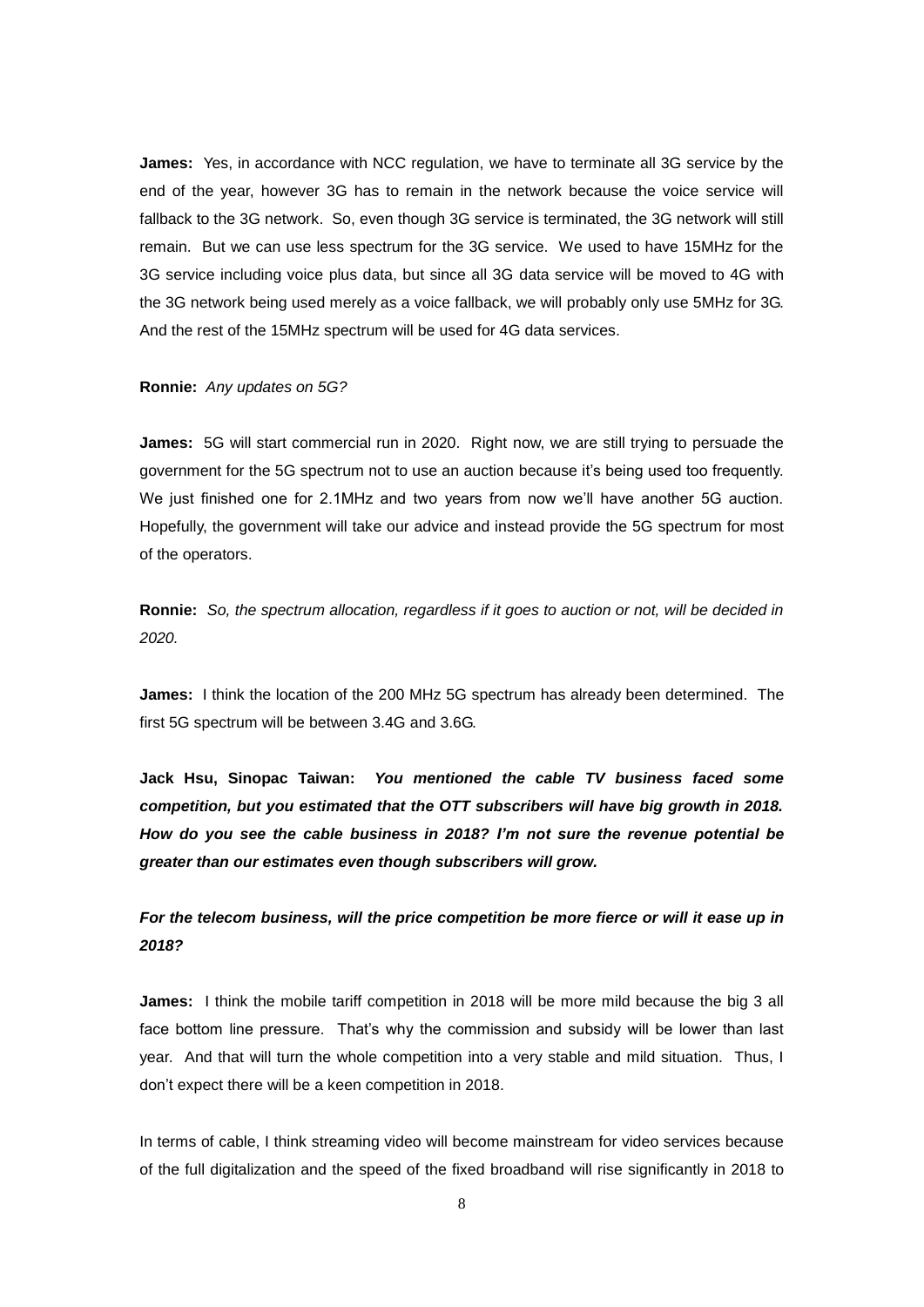**James:** Yes, in accordance with NCC regulation, we have to terminate all 3G service by the end of the year, however 3G has to remain in the network because the voice service will fallback to the 3G network. So, even though 3G service is terminated, the 3G network will still remain. But we can use less spectrum for the 3G service. We used to have 15MHz for the 3G service including voice plus data, but since all 3G data service will be moved to 4G with the 3G network being used merely as a voice fallback, we will probably only use 5MHz for 3G. And the rest of the 15MHz spectrum will be used for 4G data services.

**Ronnie:** *Any updates on 5G?*

**James:** 5G will start commercial run in 2020. Right now, we are still trying to persuade the government for the 5G spectrum not to use an auction because it's being used too frequently. We just finished one for 2.1MHz and two years from now we'll have another 5G auction. Hopefully, the government will take our advice and instead provide the 5G spectrum for most of the operators.

**Ronnie:** *So, the spectrum allocation, regardless if it goes to auction or not, will be decided in 2020.*

**James:** I think the location of the 200 MHz 5G spectrum has already been determined. The first 5G spectrum will be between 3.4G and 3.6G.

**Jack Hsu, Sinopac Taiwan:** ***You mentioned the cable TV business faced some competition, but you estimated that the OTT subscribers will have big growth in 2018. How do you see the cable business in 2018? I'm not sure the revenue potential be greater than our estimates even though subscribers will grow.***

***For the telecom business, will the price competition be more fierce or will it ease up in 2018?***

**James:** I think the mobile tariff competition in 2018 will be more mild because the big 3 all face bottom line pressure. That's why the commission and subsidy will be lower than last year. And that will turn the whole competition into a very stable and mild situation. Thus, I don't expect there will be a keen competition in 2018.

In terms of cable, I think streaming video will become mainstream for video services because of the full digitalization and the speed of the fixed broadband will rise significantly in 2018 to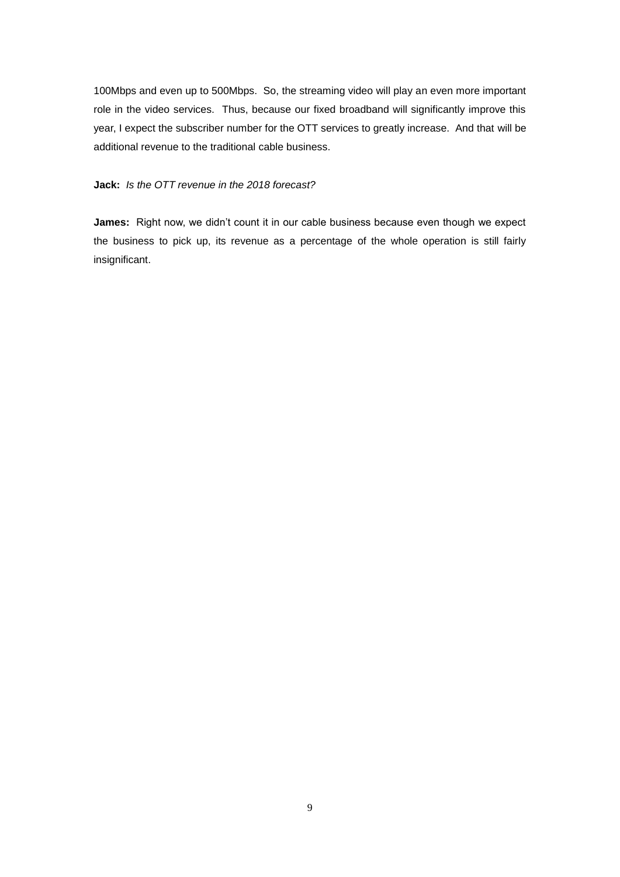100Mbps and even up to 500Mbps. So, the streaming video will play an even more important role in the video services. Thus, because our fixed broadband will significantly improve this year, I expect the subscriber number for the OTT services to greatly increase. And that will be additional revenue to the traditional cable business.

**Jack:** *Is the OTT revenue in the 2018 forecast?*

**James:** Right now, we didn't count it in our cable business because even though we expect the business to pick up, its revenue as a percentage of the whole operation is still fairly insignificant.